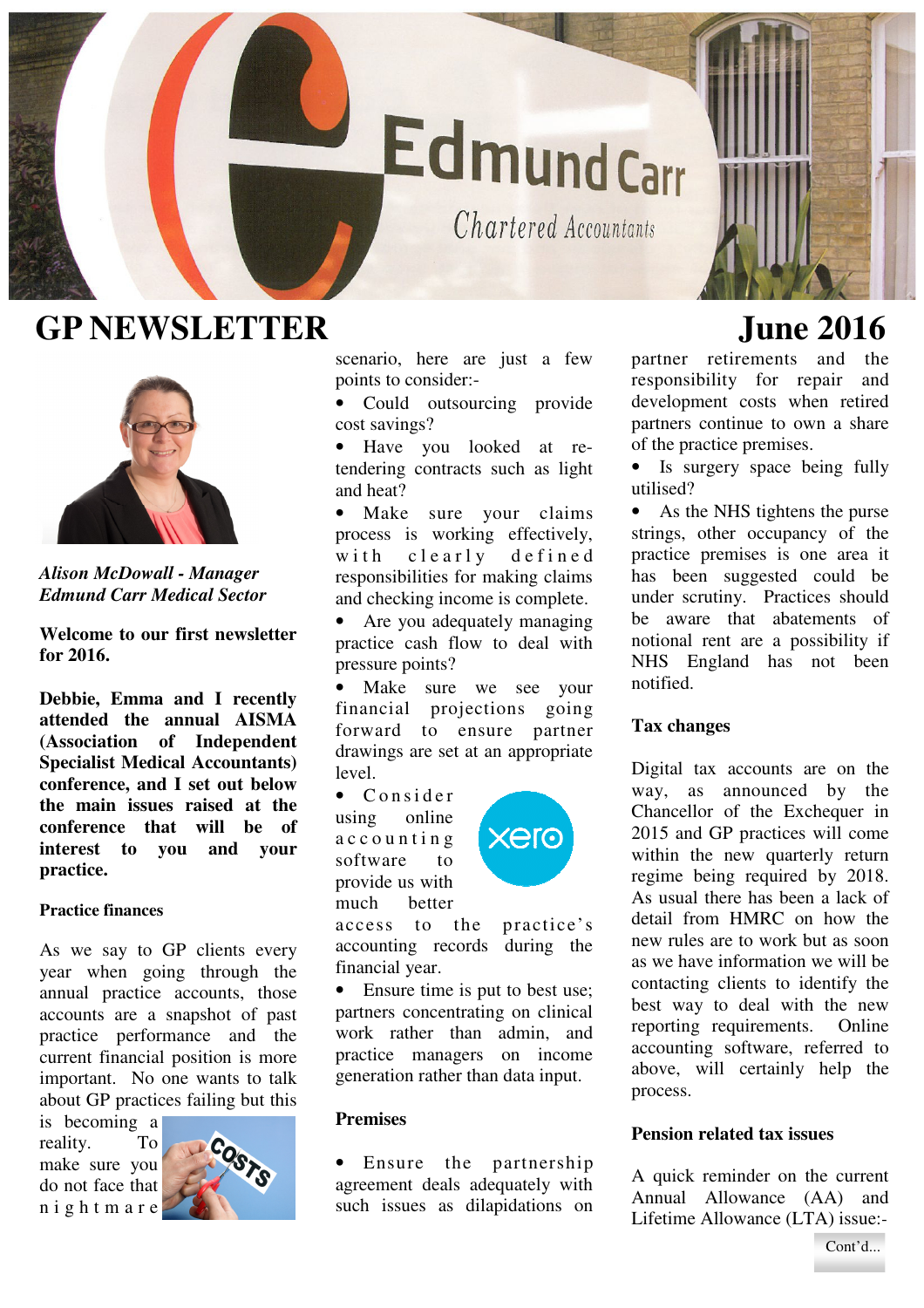# GP NEWSLETTER

# June 2016

*Alison McDowall - Manager*
*Edmund Carr Medical Sector*

**Welcome to our first newsletter for 2016.**

**Debbie, Emma and I recently attended the annual AISMA (Association of Independent Specialist Medical Accountants) conference, and I set out below the main issues raised at the conference that will be of interest to you and your practice.**

## Practice finances

As we say to GP clients every year when going through the annual practice accounts, those accounts are a snapshot of past practice performance and the current financial position is more important. No one wants to talk about GP practices failing but this is becoming a reality. To make sure you do not face that nightmare scenario, here are just a few points to consider:-

- Could outsourcing provide cost savings?
- Have you looked at re-tendering contracts such as light and heat?
- Make sure your claims process is working effectively, with clearly defined responsibilities for making claims and checking income is complete.
- Are you adequately managing practice cash flow to deal with pressure points?
- Make sure we see your financial projections going forward to ensure partner drawings are set at an appropriate level.
- Consider using online accounting software to provide us with much better access to the practice's accounting records during the financial year.
- Ensure time is put to best use; partners concentrating on clinical work rather than admin, and practice managers on income generation rather than data input.

## Premises

- Ensure the partnership agreement deals adequately with such issues as dilapidations on partner retirements and the responsibility for repair and development costs when retired partners continue to own a share of the practice premises.
- Is surgery space being fully utilised?
- As the NHS tightens the purse strings, other occupancy of the practice premises is one area it has been suggested could be under scrutiny. Practices should be aware that abatements of notional rent are a possibility if NHS England has not been notified.

## Tax changes

Digital tax accounts are on the way, as announced by the Chancellor of the Exchequer in 2015 and GP practices will come within the new quarterly return regime being required by 2018. As usual there has been a lack of detail from HMRC on how the new rules are to work but as soon as we have information we will be contacting clients to identify the best way to deal with the new reporting requirements. Online accounting software, referred to above, will certainly help the process.

## Pension related tax issues

A quick reminder on the current Annual Allowance (AA) and Lifetime Allowance (LTA) issue:-

Cont'd...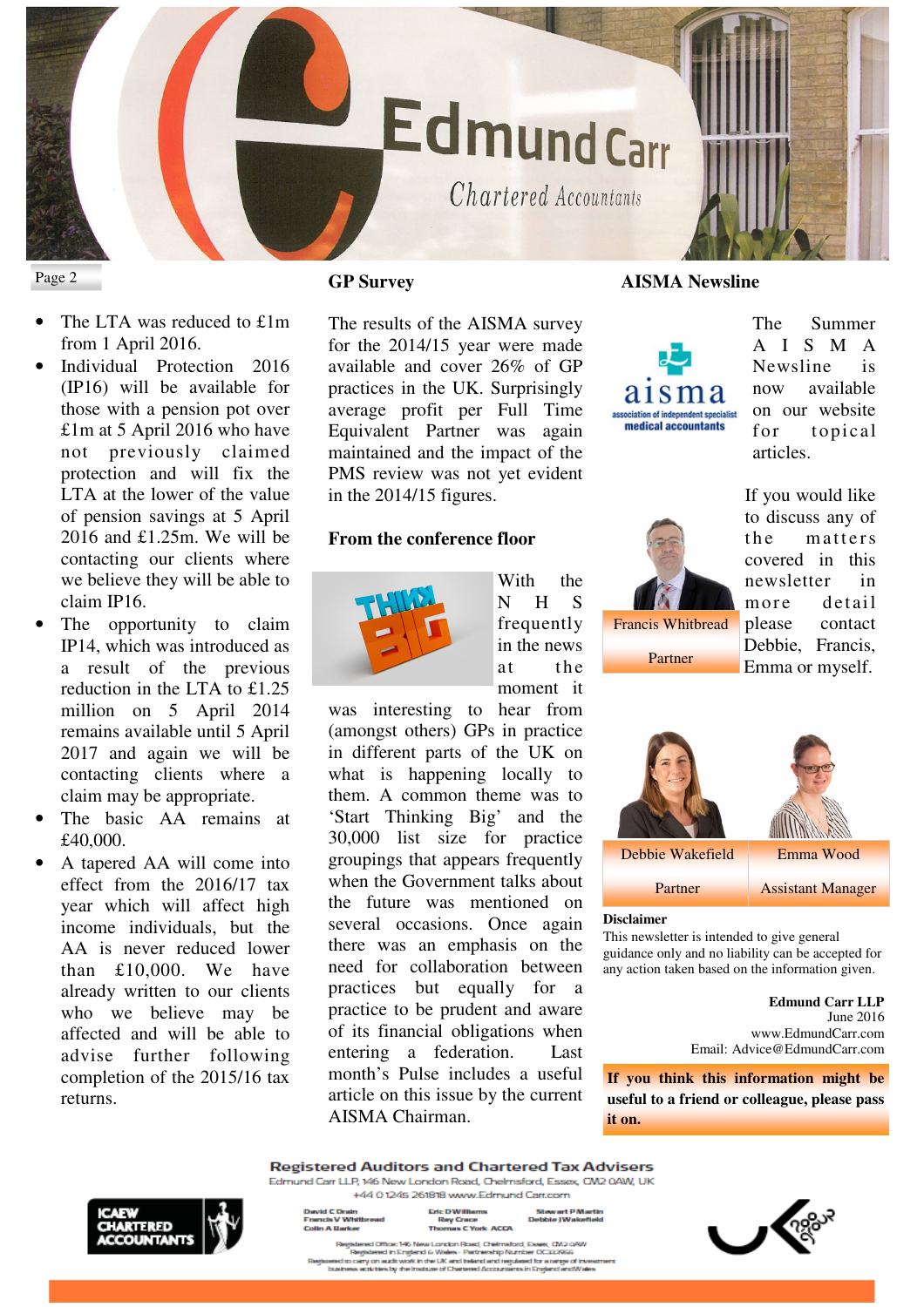- The LTA was reduced to £1m from 1 April 2016.
- Individual Protection 2016 (IP16) will be available for those with a pension pot over £1m at 5 April 2016 who have not previously claimed protection and will fix the LTA at the lower of the value of pension savings at 5 April 2016 and £1.25m. We will be contacting our clients where we believe they will be able to claim IP16.
- The opportunity to claim IP14, which was introduced as a result of the previous reduction in the LTA to £1.25 million on 5 April 2014 remains available until 5 April 2017 and again we will be contacting clients where a claim may be appropriate.
- The basic AA remains at £40,000.
- A tapered AA will come into effect from the 2016/17 tax year which will affect high income individuals, but the AA is never reduced lower than £10,000. We have already written to our clients who we believe may be affected and will be able to advise further following completion of the 2015/16 tax returns.

## GP Survey

The results of the AISMA survey for the 2014/15 year were made available and cover 26% of GP practices in the UK. Surprisingly average profit per Full Time Equivalent Partner was again maintained and the impact of the PMS review was not yet evident in the 2014/15 figures.

## From the conference floor

With the NHS frequently in the news at the moment it was interesting to hear from (amongst others) GPs in practice in different parts of the UK on what is happening locally to them. A common theme was to 'Start Thinking Big' and the 30,000 list size for practice groupings that appears frequently when the Government talks about the future was mentioned on several occasions. Once again there was an emphasis on the need for collaboration between practices but equally for a practice to be prudent and aware of its financial obligations when entering a federation. Last month's Pulse includes a useful article on this issue by the current AISMA Chairman.

## AISMA Newsline

aisma — association of independent specialist medical accountants

The Summer AISMA Newsline is now available on our website for topical articles.

If you would like to discuss any of the matters covered in this newsletter in more detail please contact Debbie, Francis, Emma or myself.

Francis Whitbread — Partner

Debbie Wakefield — Partner

Emma Wood — Assistant Manager

**Disclaimer**

This newsletter is intended to give general guidance only and no liability can be accepted for any action taken based on the information given.

**Edmund Carr LLP**
June 2016
www.EdmundCarr.com
Email: Advice@EdmundCarr.com

**If you think this information might be useful to a friend or colleague, please pass it on.**

**Registered Auditors and Chartered Tax Advisers**

Edmund Carr LLP, 146 New London Road, Chelmsford, Essex, CM2 0AW, UK
+44 0 1245 261818 www.EdmundCarr.com

David C Drain, Francis V Whitbread, Colin A Barker, Eric D Williams, Ray Crace, Thomas C York ACCA, Stewart P Martin, Debbie J Wakefield

Registered Office: 146 New London Road, Chelmsford, Essex, CM2 0AW
Registered in England & Wales - Partnership Number OC333966
Registered to carry on audit work in the UK and Ireland and regulated for a range of investment business activities by the Institute of Chartered Accountants in England and Wales

ICAEW CHARTERED ACCOUNTANTS